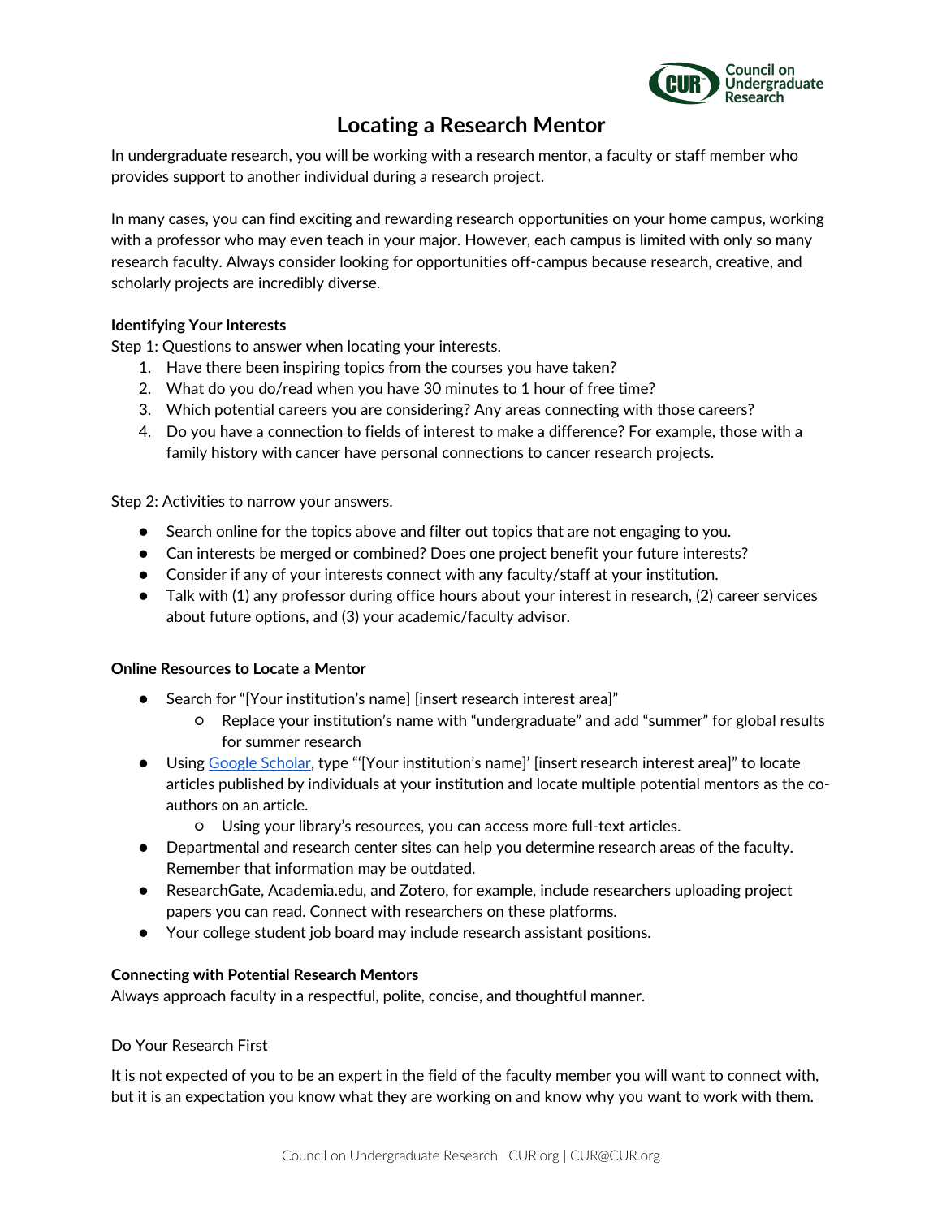# Locating a Research Mentor

In undergraduate research, you will be working with a research mentor, a faculty or staff member who provides support to another individual during a research project.

In many cases, you can find exciting and rewarding research opportunities on your home campus, working with a professor who may even teach in your major. However, each campus is limited with only so many research faculty. Always consider looking for opportunities off-campus because research, creative, and scholarly projects are incredibly diverse.

**Identifying Your Interests**

Step 1: Questions to answer when locating your interests.

1. Have there been inspiring topics from the courses you have taken?
2. What do you do/read when you have 30 minutes to 1 hour of free time?
3. Which potential careers you are considering? Any areas connecting with those careers?
4. Do you have a connection to fields of interest to make a difference? For example, those with a family history with cancer have personal connections to cancer research projects.

Step 2: Activities to narrow your answers.

- Search online for the topics above and filter out topics that are not engaging to you.
- Can interests be merged or combined? Does one project benefit your future interests?
- Consider if any of your interests connect with any faculty/staff at your institution.
- Talk with (1) any professor during office hours about your interest in research, (2) career services about future options, and (3) your academic/faculty advisor.

**Online Resources to Locate a Mentor**

- Search for "[Your institution's name] [insert research interest area]"
  - Replace your institution's name with "undergraduate" and add "summer" for global results for summer research
- Using Google Scholar, type "'[Your institution's name]' [insert research interest area]" to locate articles published by individuals at your institution and locate multiple potential mentors as the co-authors on an article.
  - Using your library's resources, you can access more full-text articles.
- Departmental and research center sites can help you determine research areas of the faculty. Remember that information may be outdated.
- ResearchGate, Academia.edu, and Zotero, for example, include researchers uploading project papers you can read. Connect with researchers on these platforms.
- Your college student job board may include research assistant positions.

**Connecting with Potential Research Mentors**

Always approach faculty in a respectful, polite, concise, and thoughtful manner.

Do Your Research First

It is not expected of you to be an expert in the field of the faculty member you will want to connect with, but it is an expectation you know what they are working on and know why you want to work with them.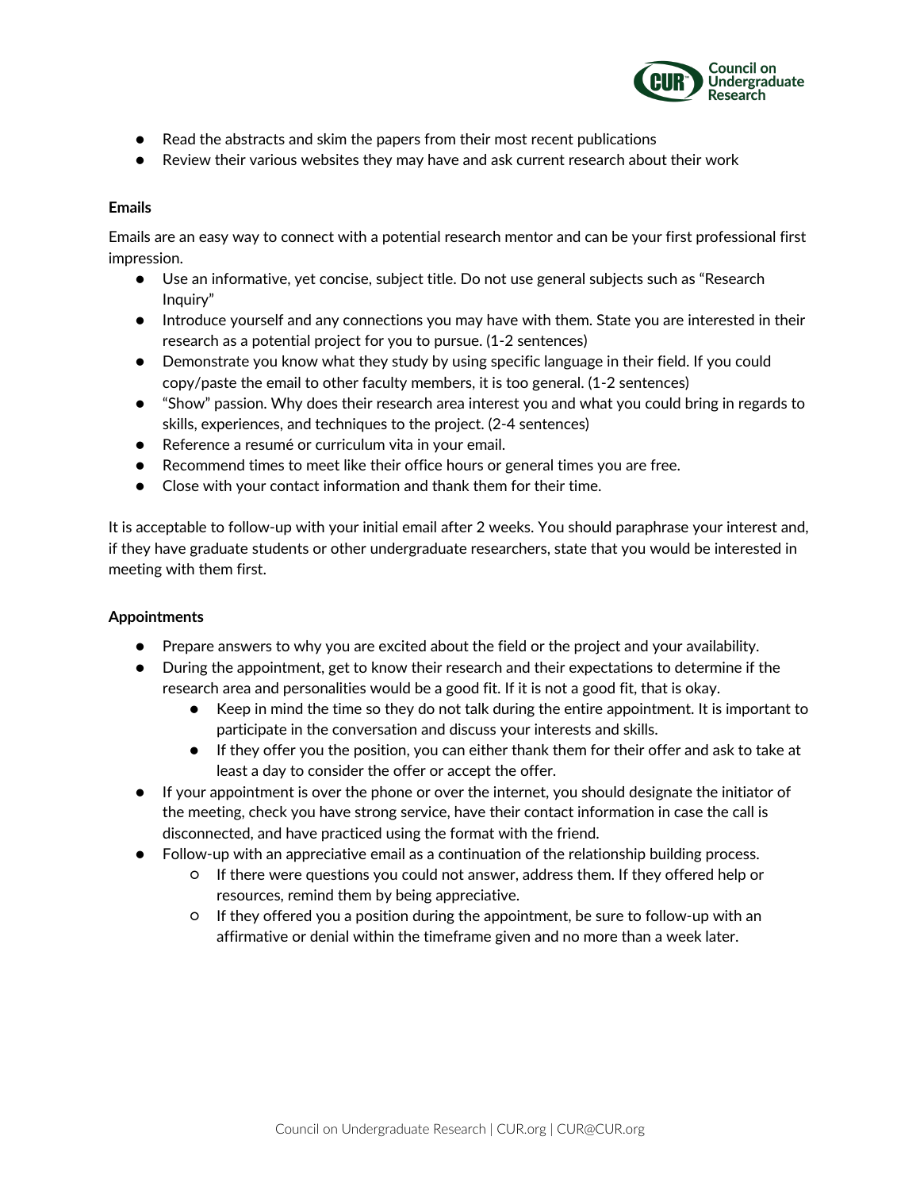- Read the abstracts and skim the papers from their most recent publications
- Review their various websites they may have and ask current research about their work

**Emails**

Emails are an easy way to connect with a potential research mentor and can be your first professional first impression.

- Use an informative, yet concise, subject title. Do not use general subjects such as "Research Inquiry"
- Introduce yourself and any connections you may have with them. State you are interested in their research as a potential project for you to pursue. (1-2 sentences)
- Demonstrate you know what they study by using specific language in their field. If you could copy/paste the email to other faculty members, it is too general. (1-2 sentences)
- "Show" passion. Why does their research area interest you and what you could bring in regards to skills, experiences, and techniques to the project. (2-4 sentences)
- Reference a resumé or curriculum vita in your email.
- Recommend times to meet like their office hours or general times you are free.
- Close with your contact information and thank them for their time.

It is acceptable to follow-up with your initial email after 2 weeks. You should paraphrase your interest and, if they have graduate students or other undergraduate researchers, state that you would be interested in meeting with them first.

**Appointments**

- Prepare answers to why you are excited about the field or the project and your availability.
- During the appointment, get to know their research and their expectations to determine if the research area and personalities would be a good fit. If it is not a good fit, that is okay.
    - Keep in mind the time so they do not talk during the entire appointment. It is important to participate in the conversation and discuss your interests and skills.
    - If they offer you the position, you can either thank them for their offer and ask to take at least a day to consider the offer or accept the offer.
- If your appointment is over the phone or over the internet, you should designate the initiator of the meeting, check you have strong service, have their contact information in case the call is disconnected, and have practiced using the format with the friend.
- Follow-up with an appreciative email as a continuation of the relationship building process.
    - If there were questions you could not answer, address them. If they offered help or resources, remind them by being appreciative.
    - If they offered you a position during the appointment, be sure to follow-up with an affirmative or denial within the timeframe given and no more than a week later.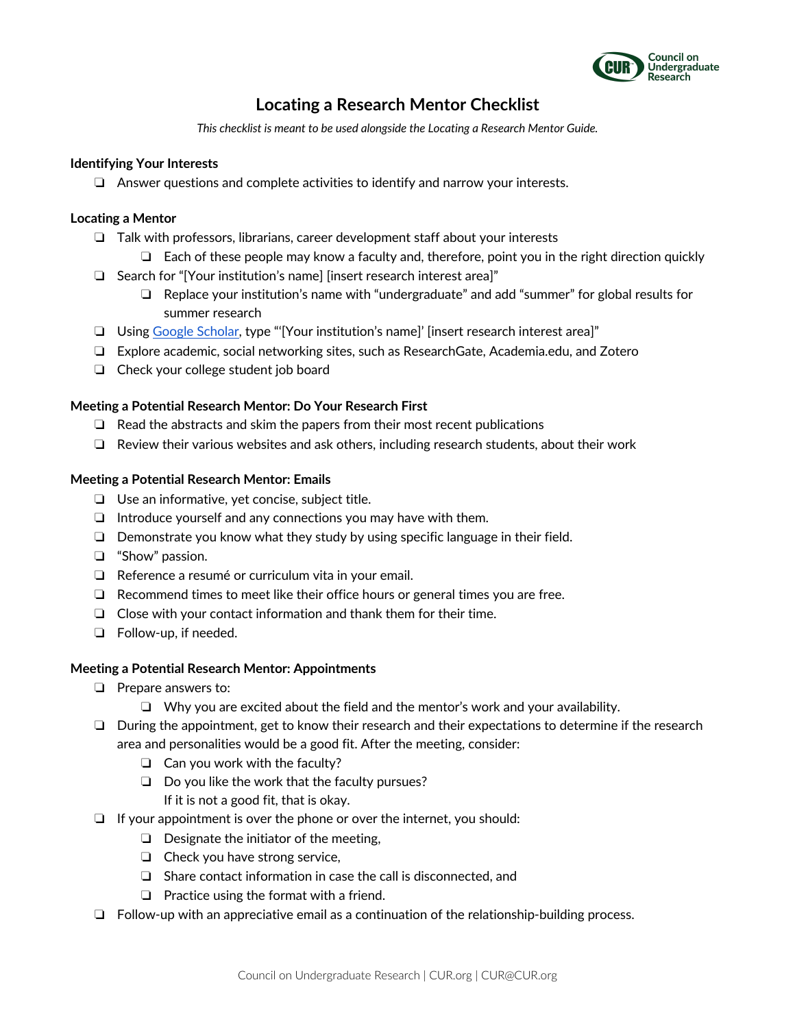# Locating a Research Mentor Checklist

*This checklist is meant to be used alongside the Locating a Research Mentor Guide.*

**Identifying Your Interests**

- ❏ Answer questions and complete activities to identify and narrow your interests.

**Locating a Mentor**

- ❏ Talk with professors, librarians, career development staff about your interests
    - ❏ Each of these people may know a faculty and, therefore, point you in the right direction quickly
- ❏ Search for "[Your institution's name] [insert research interest area]"
    - ❏ Replace your institution's name with "undergraduate" and add "summer" for global results for summer research
- ❏ Using Google Scholar, type "'[Your institution's name]' [insert research interest area]"
- ❏ Explore academic, social networking sites, such as ResearchGate, Academia.edu, and Zotero
- ❏ Check your college student job board

**Meeting a Potential Research Mentor: Do Your Research First**

- ❏ Read the abstracts and skim the papers from their most recent publications
- ❏ Review their various websites and ask others, including research students, about their work

**Meeting a Potential Research Mentor: Emails**

- ❏ Use an informative, yet concise, subject title.
- ❏ Introduce yourself and any connections you may have with them.
- ❏ Demonstrate you know what they study by using specific language in their field.
- ❏ "Show" passion.
- ❏ Reference a resumé or curriculum vita in your email.
- ❏ Recommend times to meet like their office hours or general times you are free.
- ❏ Close with your contact information and thank them for their time.
- ❏ Follow-up, if needed.

**Meeting a Potential Research Mentor: Appointments**

- ❏ Prepare answers to:
    - ❏ Why you are excited about the field and the mentor's work and your availability.
- ❏ During the appointment, get to know their research and their expectations to determine if the research area and personalities would be a good fit. After the meeting, consider:
    - ❏ Can you work with the faculty?
    - ❏ Do you like the work that the faculty pursues?
      If it is not a good fit, that is okay.
- ❏ If your appointment is over the phone or over the internet, you should:
    - ❏ Designate the initiator of the meeting,
    - ❏ Check you have strong service,
    - ❏ Share contact information in case the call is disconnected, and
    - ❏ Practice using the format with a friend.
- ❏ Follow-up with an appreciative email as a continuation of the relationship-building process.